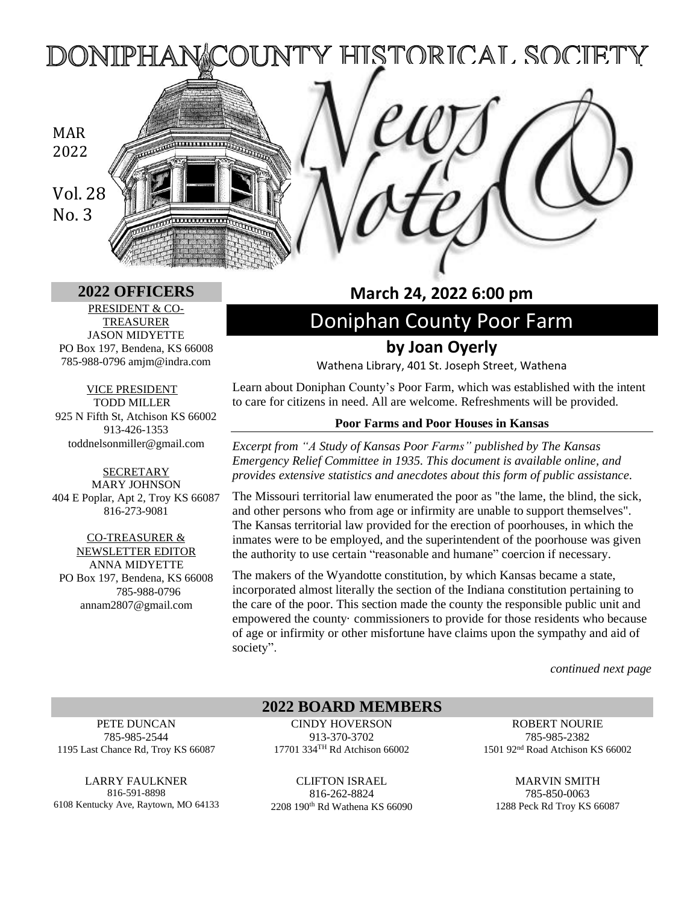# DONIPHAN COUNTY HISTORICAL SOCIETY

# News & Notes

MAR 2022

Vol. 28 No. 3

## 2022 OFFICERS

PRESIDENT & CO-TREASURER
JASON MIDYETTE
PO Box 197, Bendena, KS 66008
785-988-0796 amjm@indra.com

VICE PRESIDENT
TODD MILLER
925 N Fifth St, Atchison KS 66002
913-426-1353
toddnelsonmiller@gmail.com

SECRETARY
MARY JOHNSON
404 E Poplar, Apt 2, Troy KS 66087
816-273-9081

CO-TREASURER & NEWSLETTER EDITOR
ANNA MIDYETTE
PO Box 197, Bendena, KS 66008
785-988-0796
annam2807@gmail.com

## March 24, 2022 6:00 pm

# Doniphan County Poor Farm

## by Joan Oyerly

Wathena Library, 401 St. Joseph Street, Wathena

Learn about Doniphan County's Poor Farm, which was established with the intent to care for citizens in need. All are welcome. Refreshments will be provided.

### Poor Farms and Poor Houses in Kansas

*Excerpt from "A Study of Kansas Poor Farms" published by The Kansas Emergency Relief Committee in 1935. This document is available online, and provides extensive statistics and anecdotes about this form of public assistance.*

The Missouri territorial law enumerated the poor as "the lame, the blind, the sick, and other persons who from age or infirmity are unable to support themselves". The Kansas territorial law provided for the erection of poorhouses, in which the inmates were to be employed, and the superintendent of the poorhouse was given the authority to use certain "reasonable and humane" coercion if necessary.

The makers of the Wyandotte constitution, by which Kansas became a state, incorporated almost literally the section of the Indiana constitution pertaining to the care of the poor. This section made the county the responsible public unit and empowered the county· commissioners to provide for those residents who because of age or infirmity or other misfortune have claims upon the sympathy and aid of society".

*continued next page*

## 2022 BOARD MEMBERS

PETE DUNCAN
785-985-2544
1195 Last Chance Rd, Troy KS 66087

CINDY HOVERSON
913-370-3702
17701 334TH Rd Atchison 66002

ROBERT NOURIE
785-985-2382
1501 92nd Road Atchison KS 66002

LARRY FAULKNER
816-591-8898
6108 Kentucky Ave, Raytown, MO 64133

CLIFTON ISRAEL
816-262-8824
2208 190th Rd Wathena KS 66090

MARVIN SMITH
785-850-0063
1288 Peck Rd Troy KS 66087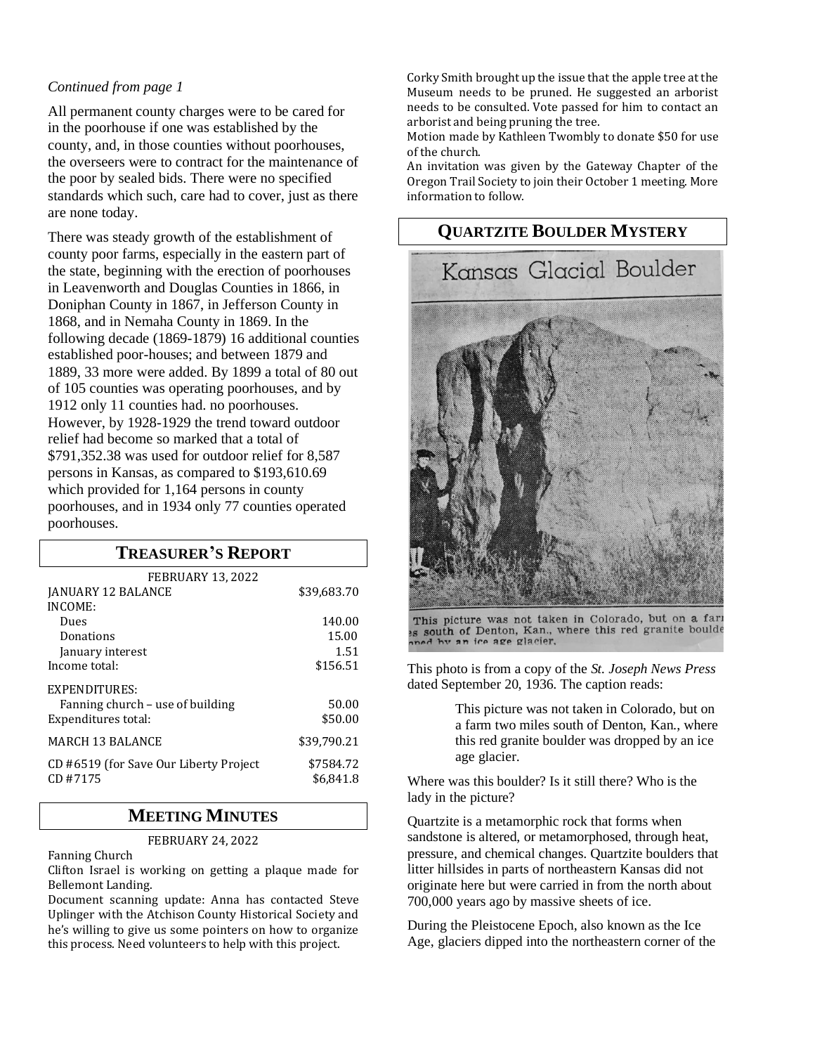*Continued from page 1*

All permanent county charges were to be cared for in the poorhouse if one was established by the county, and, in those counties without poorhouses, the overseers were to contract for the maintenance of the poor by sealed bids. There were no specified standards which such, care had to cover, just as there are none today.

There was steady growth of the establishment of county poor farms, especially in the eastern part of the state, beginning with the erection of poorhouses in Leavenworth and Douglas Counties in 1866, in Doniphan County in 1867, in Jefferson County in 1868, and in Nemaha County in 1869. In the following decade (1869-1879) 16 additional counties established poor-houses; and between 1879 and 1889, 33 more were added. By 1899 a total of 80 out of 105 counties was operating poorhouses, and by 1912 only 11 counties had. no poorhouses. However, by 1928-1929 the trend toward outdoor relief had become so marked that a total of $791,352.38 was used for outdoor relief for 8,587 persons in Kansas, as compared to $193,610.69 which provided for 1,164 persons in county poorhouses, and in 1934 only 77 counties operated poorhouses.

## Treasurer's Report

FEBRUARY 13, 2022

| | |
|---|---|
| JANUARY 12 BALANCE | $39,683.70 |
| INCOME: | |
| Dues | 140.00 |
| Donations | 15.00 |
| January interest | 1.51 |
| Income total: | $156.51 |
| EXPENDITURES: | |
| Fanning church – use of building | 50.00 |
| Expenditures total: | $50.00 |
| MARCH 13 BALANCE | $39,790.21 |
| CD #6519 (for Save Our Liberty Project | $7584.72 |
| CD #7175 | $6,841.8 |

## Meeting Minutes

FEBRUARY 24, 2022

Fanning Church

Clifton Israel is working on getting a plaque made for Bellemont Landing.

Document scanning update: Anna has contacted Steve Uplinger with the Atchison County Historical Society and he's willing to give us some pointers on how to organize this process. Need volunteers to help with this project.

Corky Smith brought up the issue that the apple tree at the Museum needs to be pruned. He suggested an arborist needs to be consulted. Vote passed for him to contact an arborist and being pruning the tree.

Motion made by Kathleen Twombly to donate $50 for use of the church.

An invitation was given by the Gateway Chapter of the Oregon Trail Society to join their October 1 meeting. More information to follow.

## Quartzite Boulder Mystery

Kansas Glacial Boulder

This picture was not taken in Colorado, but on a farm 2 miles south of Denton, Kan., where this red granite boulder was dropped by an ice age glacier.

This photo is from a copy of the *St. Joseph News Press* dated September 20, 1936. The caption reads:

> This picture was not taken in Colorado, but on a farm two miles south of Denton, Kan., where this red granite boulder was dropped by an ice age glacier.

Where was this boulder? Is it still there? Who is the lady in the picture?

Quartzite is a metamorphic rock that forms when sandstone is altered, or metamorphosed, through heat, pressure, and chemical changes. Quartzite boulders that litter hillsides in parts of northeastern Kansas did not originate here but were carried in from the north about 700,000 years ago by massive sheets of ice.

During the Pleistocene Epoch, also known as the Ice Age, glaciers dipped into the northeastern corner of the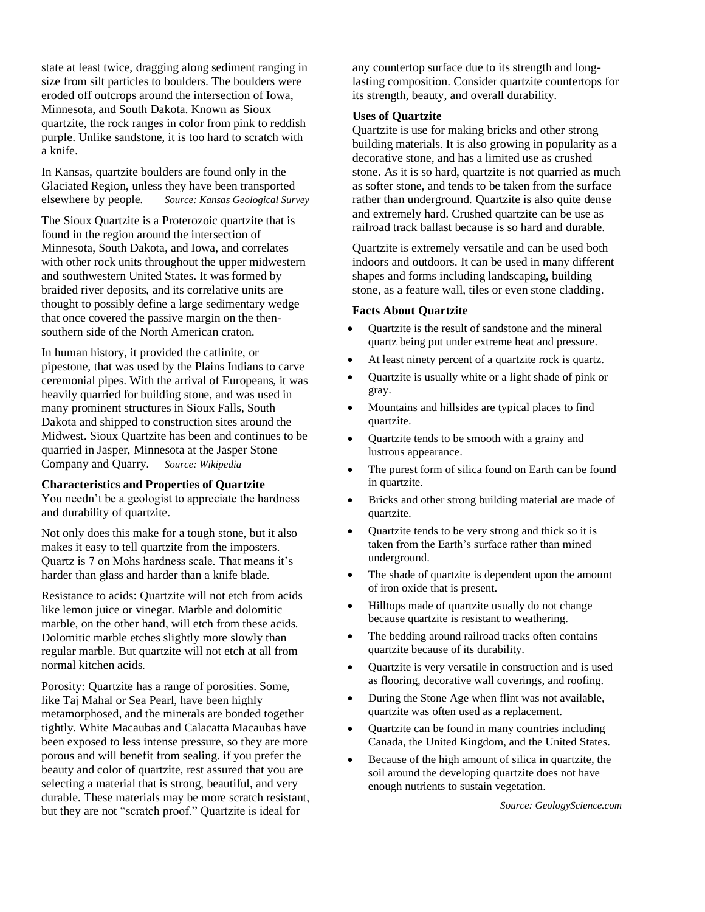state at least twice, dragging along sediment ranging in size from silt particles to boulders. The boulders were eroded off outcrops around the intersection of Iowa, Minnesota, and South Dakota. Known as Sioux quartzite, the rock ranges in color from pink to reddish purple. Unlike sandstone, it is too hard to scratch with a knife.

In Kansas, quartzite boulders are found only in the Glaciated Region, unless they have been transported elsewhere by people. *Source: Kansas Geological Survey*

The Sioux Quartzite is a Proterozoic quartzite that is found in the region around the intersection of Minnesota, South Dakota, and Iowa, and correlates with other rock units throughout the upper midwestern and southwestern United States. It was formed by braided river deposits, and its correlative units are thought to possibly define a large sedimentary wedge that once covered the passive margin on the then-southern side of the North American craton.

In human history, it provided the catlinite, or pipestone, that was used by the Plains Indians to carve ceremonial pipes. With the arrival of Europeans, it was heavily quarried for building stone, and was used in many prominent structures in Sioux Falls, South Dakota and shipped to construction sites around the Midwest. Sioux Quartzite has been and continues to be quarried in Jasper, Minnesota at the Jasper Stone Company and Quarry. *Source: Wikipedia*

**Characteristics and Properties of Quartzite**

You needn't be a geologist to appreciate the hardness and durability of quartzite.

Not only does this make for a tough stone, but it also makes it easy to tell quartzite from the imposters. Quartz is 7 on Mohs hardness scale. That means it's harder than glass and harder than a knife blade.

Resistance to acids: Quartzite will not etch from acids like lemon juice or vinegar. Marble and dolomitic marble, on the other hand, will etch from these acids. Dolomitic marble etches slightly more slowly than regular marble. But quartzite will not etch at all from normal kitchen acids.

Porosity: Quartzite has a range of porosities. Some, like Taj Mahal or Sea Pearl, have been highly metamorphosed, and the minerals are bonded together tightly. White Macaubas and Calacatta Macaubas have been exposed to less intense pressure, so they are more porous and will benefit from sealing. if you prefer the beauty and color of quartzite, rest assured that you are selecting a material that is strong, beautiful, and very durable. These materials may be more scratch resistant, but they are not "scratch proof." Quartzite is ideal for any countertop surface due to its strength and long-lasting composition. Consider quartzite countertops for its strength, beauty, and overall durability.

**Uses of Quartzite**

Quartzite is use for making bricks and other strong building materials. It is also growing in popularity as a decorative stone, and has a limited use as crushed stone. As it is so hard, quartzite is not quarried as much as softer stone, and tends to be taken from the surface rather than underground. Quartzite is also quite dense and extremely hard. Crushed quartzite can be use as railroad track ballast because is so hard and durable.

Quartzite is extremely versatile and can be used both indoors and outdoors. It can be used in many different shapes and forms including landscaping, building stone, as a feature wall, tiles or even stone cladding.

**Facts About Quartzite**

- Quartzite is the result of sandstone and the mineral quartz being put under extreme heat and pressure.
- At least ninety percent of a quartzite rock is quartz.
- Quartzite is usually white or a light shade of pink or gray.
- Mountains and hillsides are typical places to find quartzite.
- Quartzite tends to be smooth with a grainy and lustrous appearance.
- The purest form of silica found on Earth can be found in quartzite.
- Bricks and other strong building material are made of quartzite.
- Quartzite tends to be very strong and thick so it is taken from the Earth's surface rather than mined underground.
- The shade of quartzite is dependent upon the amount of iron oxide that is present.
- Hilltops made of quartzite usually do not change because quartzite is resistant to weathering.
- The bedding around railroad tracks often contains quartzite because of its durability.
- Quartzite is very versatile in construction and is used as flooring, decorative wall coverings, and roofing.
- During the Stone Age when flint was not available, quartzite was often used as a replacement.
- Quartzite can be found in many countries including Canada, the United Kingdom, and the United States.
- Because of the high amount of silica in quartzite, the soil around the developing quartzite does not have enough nutrients to sustain vegetation.

*Source: GeologyScience.com*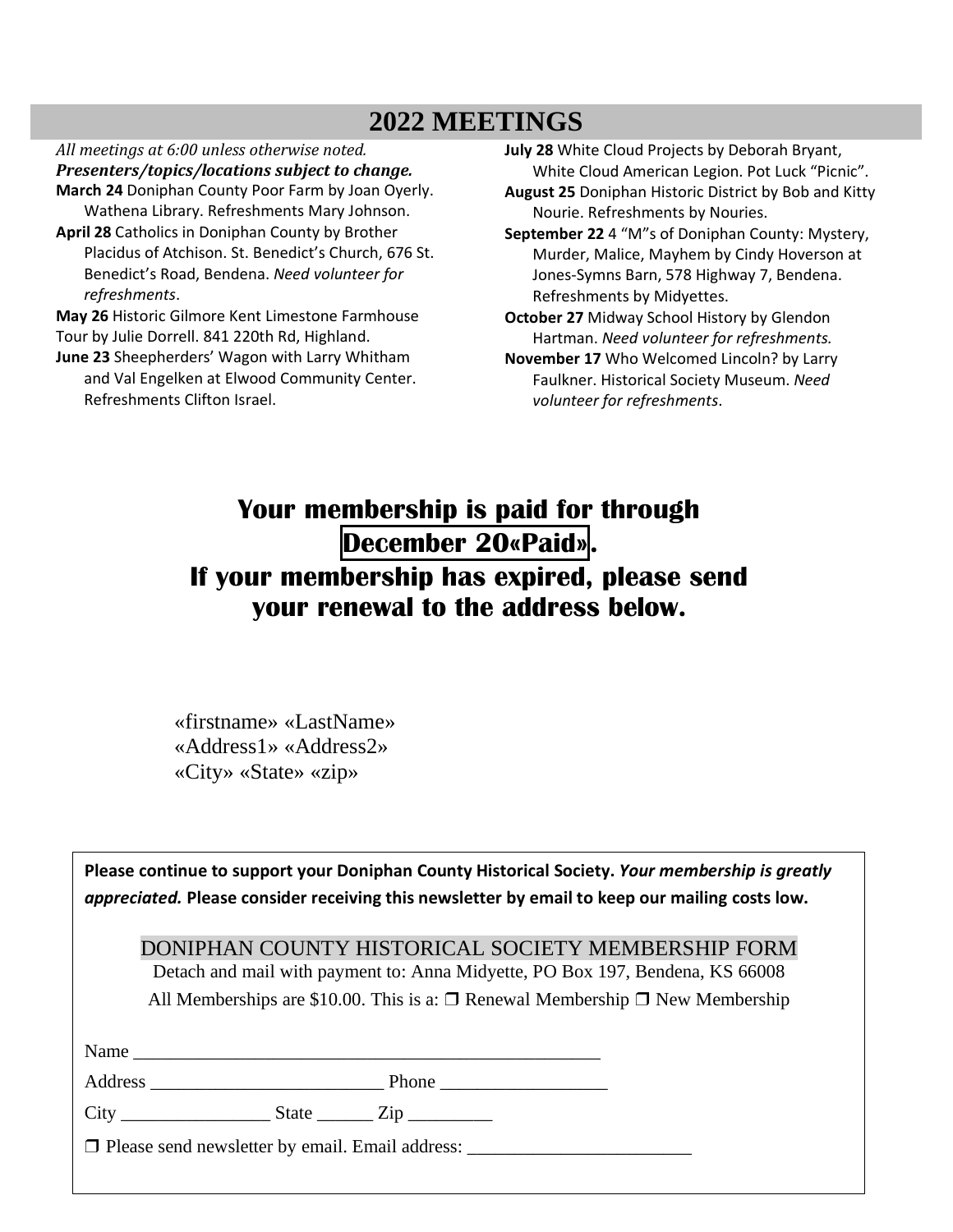## 2022 MEETINGS

*All meetings at 6:00 unless otherwise noted.*
***Presenters/topics/locations subject to change.***

**March 24** Doniphan County Poor Farm by Joan Oyerly. Wathena Library. Refreshments Mary Johnson.

**April 28** Catholics in Doniphan County by Brother Placidus of Atchison. St. Benedict's Church, 676 St. Benedict's Road, Bendena. *Need volunteer for refreshments*.

**May 26** Historic Gilmore Kent Limestone Farmhouse Tour by Julie Dorrell. 841 220th Rd, Highland.

**June 23** Sheepherders' Wagon with Larry Whitham and Val Engelken at Elwood Community Center. Refreshments Clifton Israel.

**July 28** White Cloud Projects by Deborah Bryant, White Cloud American Legion. Pot Luck "Picnic".

**August 25** Doniphan Historic District by Bob and Kitty Nourie. Refreshments by Nouries.

**September 22** 4 "M"s of Doniphan County: Mystery, Murder, Malice, Mayhem by Cindy Hoverson at Jones-Symns Barn, 578 Highway 7, Bendena. Refreshments by Midyettes.

**October 27** Midway School History by Glendon Hartman. *Need volunteer for refreshments.*

**November 17** Who Welcomed Lincoln? by Larry Faulkner. Historical Society Museum. *Need volunteer for refreshments*.

**Your membership is paid for through December 20«Paid».**
**If your membership has expired, please send your renewal to the address below.**

«firstname» «LastName»
«Address1» «Address2»
«City» «State» «zip»

**Please continue to support your Doniphan County Historical Society.** ***Your membership is greatly appreciated.*** **Please consider receiving this newsletter by email to keep our mailing costs low.**

DONIPHAN COUNTY HISTORICAL SOCIETY MEMBERSHIP FORM

Detach and mail with payment to: Anna Midyette, PO Box 197, Bendena, KS 66008

All Memberships are $10.00. This is a: ❒ Renewal Membership ❒ New Membership

Name ___________________________________________________

Address ________________________ Phone _________________

City ________________ State ______ Zip _________

❒ Please send newsletter by email. Email address: ________________________